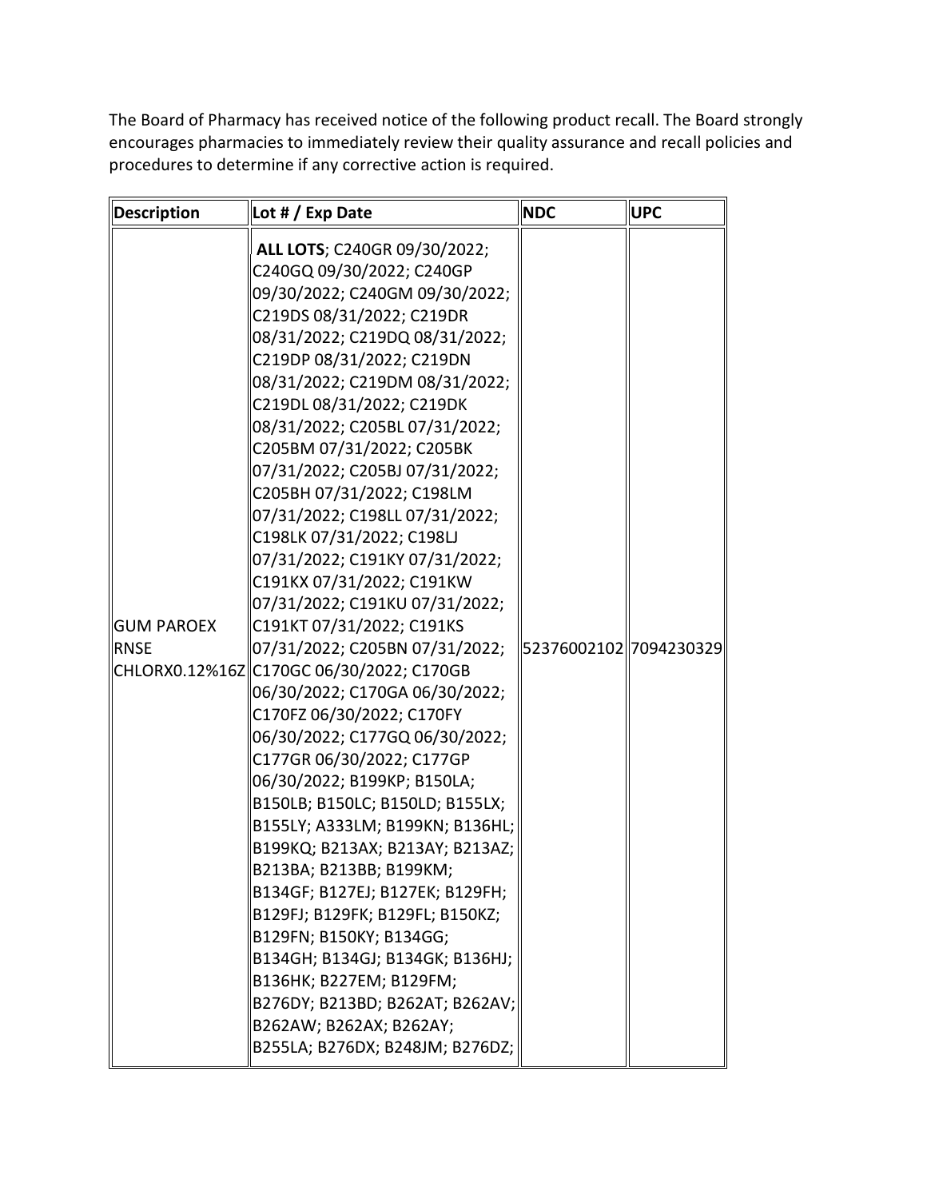The Board of Pharmacy has received notice of the following product recall. The Board strongly encourages pharmacies to immediately review their quality assurance and recall policies and procedures to determine if any corrective action is required.

| Description | Lot # / Exp Date | NDC | UPC |
|---|---|---|---|
| GUM PAROEX RNSE CHLORX0.12%16Z | **ALL LOTS**; C240GR 09/30/2022; C240GQ 09/30/2022; C240GP 09/30/2022; C240GM 09/30/2022; C219DS 08/31/2022; C219DR 08/31/2022; C219DQ 08/31/2022; C219DP 08/31/2022; C219DN 08/31/2022; C219DM 08/31/2022; C219DL 08/31/2022; C219DK 08/31/2022; C205BL 07/31/2022; C205BM 07/31/2022; C205BK 07/31/2022; C205BJ 07/31/2022; C205BH 07/31/2022; C198LM 07/31/2022; C198LL 07/31/2022; C198LK 07/31/2022; C198LJ 07/31/2022; C191KY 07/31/2022; C191KX 07/31/2022; C191KW 07/31/2022; C191KU 07/31/2022; C191KT 07/31/2022; C191KS 07/31/2022; C205BN 07/31/2022; C170GC 06/30/2022; C170GB 06/30/2022; C170GA 06/30/2022; C170FZ 06/30/2022; C170FY 06/30/2022; C177GQ 06/30/2022; C177GR 06/30/2022; C177GP 06/30/2022; B199KP; B150LA; B150LB; B150LC; B150LD; B155LX; B155LY; A333LM; B199KN; B136HL; B199KQ; B213AX; B213AY; B213AZ; B213BA; B213BB; B199KM; B134GF; B127EJ; B127EK; B129FH; B129FJ; B129FK; B129FL; B150KZ; B129FN; B150KY; B134GG; B134GH; B134GJ; B134GK; B136HJ; B136HK; B227EM; B129FM; B276DY; B213BD; B262AT; B262AV; B262AW; B262AX; B262AY; B255LA; B276DX; B248JM; B276DZ; | 52376002102 | 7094230329 |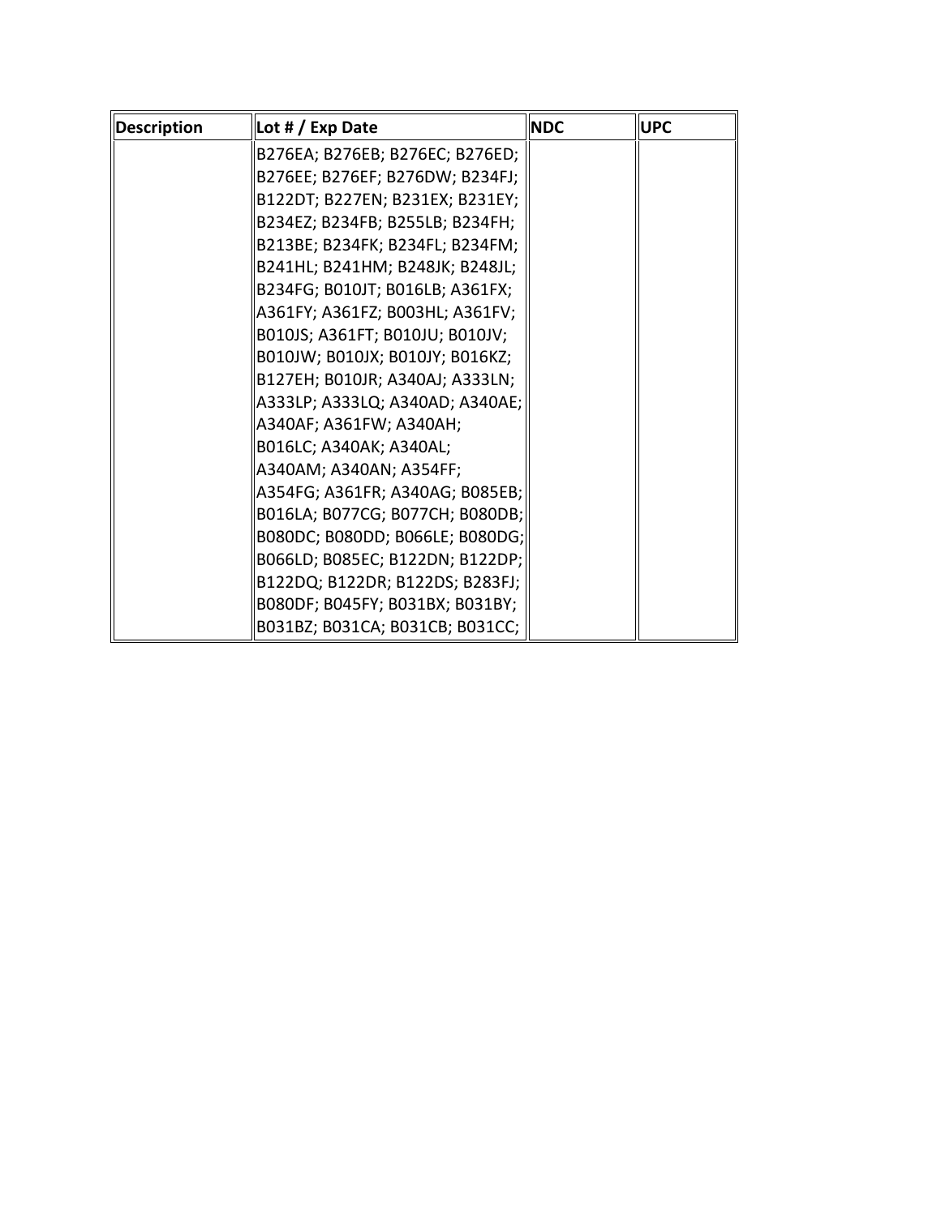| Description | Lot # / Exp Date | NDC | UPC |
|---|---|---|---|
| | B276EA; B276EB; B276EC; B276ED; B276EE; B276EF; B276DW; B234FJ; B122DT; B227EN; B231EX; B231EY; B234EZ; B234FB; B255LB; B234FH; B213BE; B234FK; B234FL; B234FM; B241HL; B241HM; B248JK; B248JL; B234FG; B010JT; B016LB; A361FX; A361FY; A361FZ; B003HL; A361FV; B010JS; A361FT; B010JU; B010JV; B010JW; B010JX; B010JY; B016KZ; B127EH; B010JR; A340AJ; A333LN; A333LP; A333LQ; A340AD; A340AE; A340AF; A361FW; A340AH; B016LC; A340AK; A340AL; A340AM; A340AN; A354FF; A354FG; A361FR; A340AG; B085EB; B016LA; B077CG; B077CH; B080DB; B080DC; B080DD; B066LE; B080DG; B066LD; B085EC; B122DN; B122DP; B122DQ; B122DR; B122DS; B283FJ; B080DF; B045FY; B031BX; B031BY; B031BZ; B031CA; B031CB; B031CC; | | |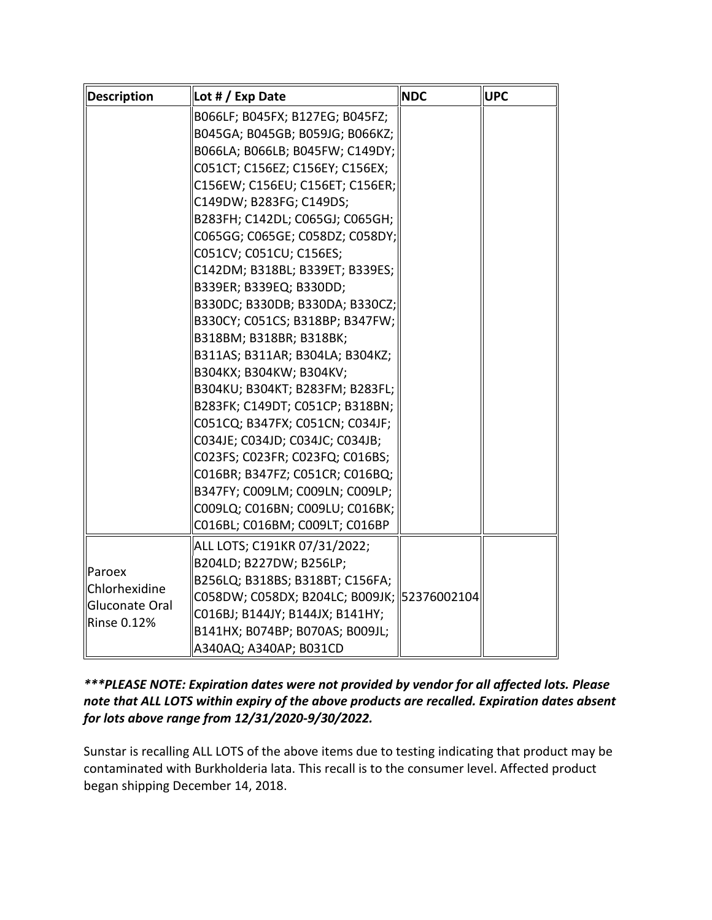| Description | Lot # / Exp Date | NDC | UPC |
|---|---|---|---|
| | B066LF; B045FX; B127EG; B045FZ; B045GA; B045GB; B059JG; B066KZ; B066LA; B066LB; B045FW; C149DY; C051CT; C156EZ; C156EY; C156EX; C156EW; C156EU; C156ET; C156ER; C149DW; B283FG; C149DS; B283FH; C142DL; C065GJ; C065GH; C065GG; C065GE; C058DZ; C058DY; C051CV; C051CU; C156ES; C142DM; B318BL; B339ET; B339ES; B339ER; B339EQ; B330DD; B330DC; B330DB; B330DA; B330CZ; B330CY; C051CS; B318BP; B347FW; B318BM; B318BR; B318BK; B311AS; B311AR; B304LA; B304KZ; B304KX; B304KW; B304KV; B304KU; B304KT; B283FM; B283FL; B283FK; C149DT; C051CP; B318BN; C051CQ; B347FX; C051CN; C034JF; C034JE; C034JD; C034JC; C034JB; C023FS; C023FR; C023FQ; C016BS; C016BR; B347FZ; C051CR; C016BQ; B347FY; C009LM; C009LN; C009LP; C009LQ; C016BN; C009LU; C016BK; C016BL; C016BM; C009LT; C016BP | | |
| Paroex Chlorhexidine Gluconate Oral Rinse 0.12% | ALL LOTS; C191KR 07/31/2022; B204LD; B227DW; B256LP; B256LQ; B318BS; B318BT; C156FA; C058DW; C058DX; B204LC; B009JK; C016BJ; B144JY; B144JX; B141HY; B141HX; B074BP; B070AS; B009JL; A340AQ; A340AP; B031CD | 52376002104 | |

***\*\*\*PLEASE NOTE: Expiration dates were not provided by vendor for all affected lots. Please note that ALL LOTS within expiry of the above products are recalled. Expiration dates absent for lots above range from 12/31/2020-9/30/2022.***

Sunstar is recalling ALL LOTS of the above items due to testing indicating that product may be contaminated with Burkholderia lata. This recall is to the consumer level. Affected product began shipping December 14, 2018.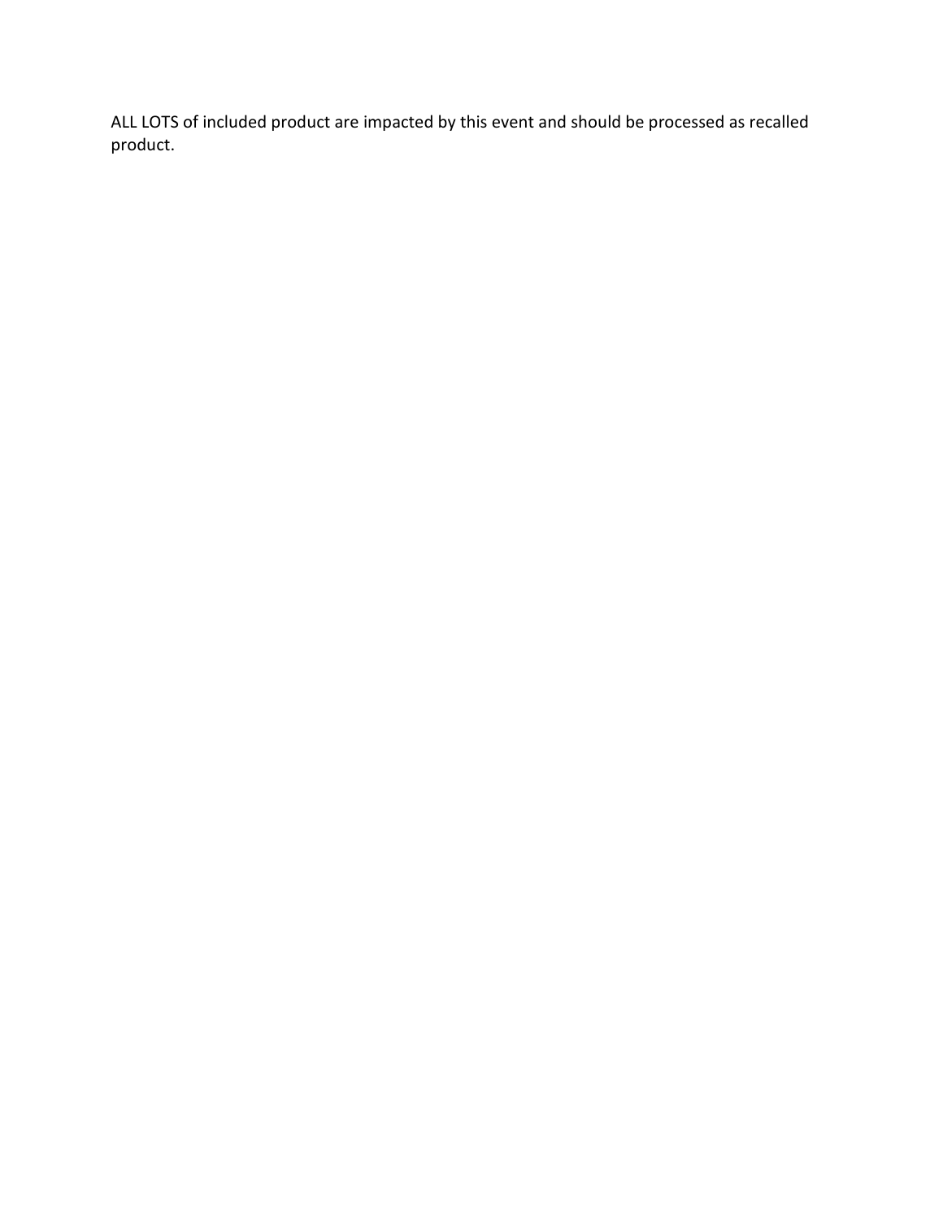ALL LOTS of included product are impacted by this event and should be processed as recalled product.